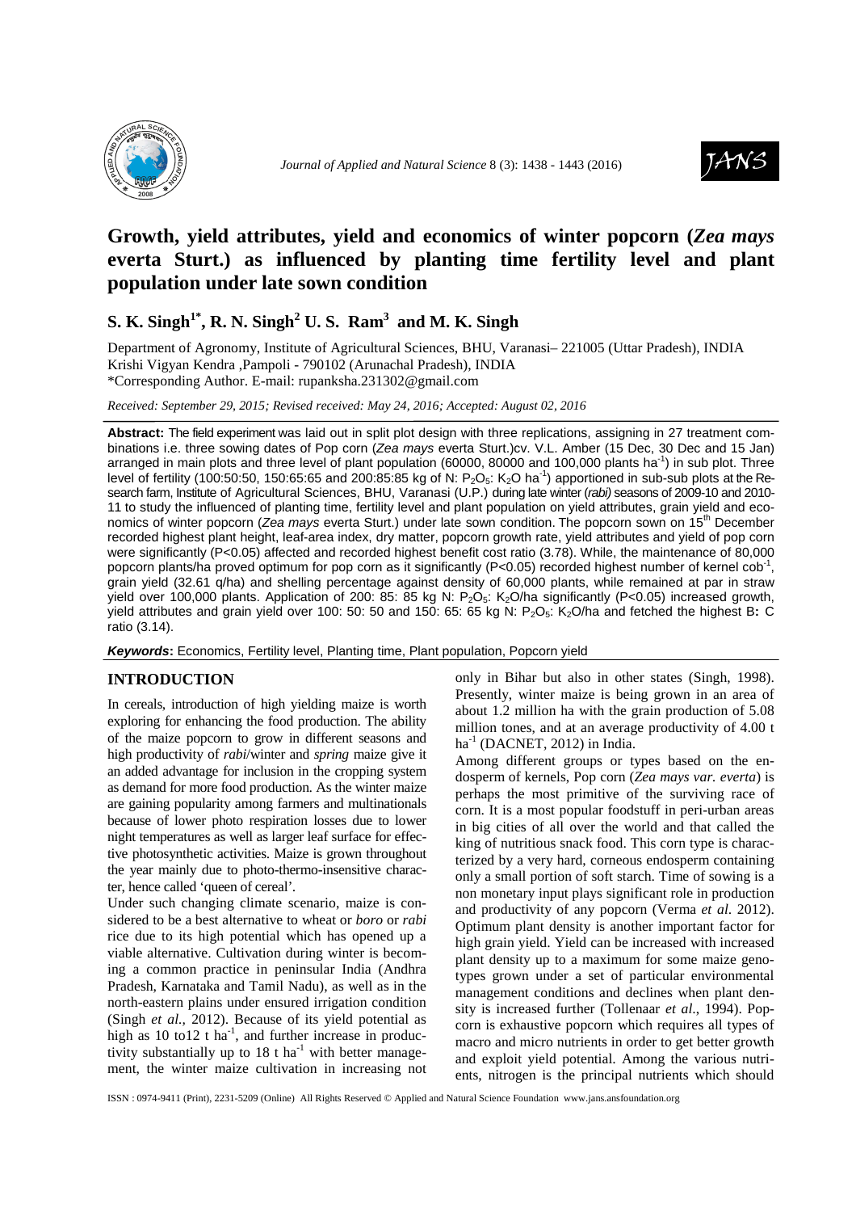# Growth, yield attributes, yield and economics of winter popcorn (*Zea mays* everta Sturt.) as influenced by planting time fertility level and plant population under late sown condition

**S. K. Singh[1*], R. N. Singh[2] U. S. Ram[3] and M. K. Singh**

Department of Agronomy, Institute of Agricultural Sciences, BHU, Varanasi– 221005 (Uttar Pradesh), INDIA
Krishi Vigyan Kendra ,Pampoli - 790102 (Arunachal Pradesh), INDIA
*Corresponding Author. E-mail: rupanksha.231302@gmail.com

*Received: September 29, 2015; Revised received: May 24, 2016; Accepted: August 02, 2016*

**Abstract:** The field experiment was laid out in split plot design with three replications, assigning in 27 treatment combinations i.e. three sowing dates of Pop corn (*Zea mays* everta Sturt.)cv. V.L. Amber (15 Dec, 30 Dec and 15 Jan) arranged in main plots and three level of plant population (60000, 80000 and 100,000 plants $ha^{-1}$) in sub plot. Three level of fertility (100:50:50, 150:65:65 and 200:85:85 kg of N: $P_2O_5$: $K_2O$ $ha^{-1}$) apportioned in sub-sub plots at the Research farm, Institute of Agricultural Sciences, BHU, Varanasi (U.P.) during late winter (*rabi)* seasons of 2009-10 and 2010-11 to study the influenced of planting time, fertility level and plant population on yield attributes, grain yield and economics of winter popcorn (*Zea mays* everta Sturt.) under late sown condition. The popcorn sown on 15[th] December recorded highest plant height, leaf-area index, dry matter, popcorn growth rate, yield attributes and yield of pop corn were significantly ($P<0.05$) affected and recorded highest benefit cost ratio (3.78). While, the maintenance of 80,000 popcorn plants/ha proved optimum for pop corn as it significantly ($P<0.05$) recorded highest number of kernel $cob^{-1}$, grain yield (32.61 q/ha) and shelling percentage against density of 60,000 plants, while remained at par in straw yield over 100,000 plants. Application of 200: 85: 85 kg N: $P_2O_5$: $K_2O$/ha significantly ($P<0.05$) increased growth, yield attributes and grain yield over 100: 50: 50 and 150: 65: 65 kg N: $P_2O_5$: $K_2O$/ha and fetched the highest B**:** C ratio (3.14).

***Keywords*:** Economics, Fertility level, Planting time, Plant population, Popcorn yield

## INTRODUCTION

In cereals, introduction of high yielding maize is worth exploring for enhancing the food production. The ability of the maize popcorn to grow in different seasons and high productivity of *rabi*/winter and *spring* maize give it an added advantage for inclusion in the cropping system as demand for more food production. As the winter maize are gaining popularity among farmers and multinationals because of lower photo respiration losses due to lower night temperatures as well as larger leaf surface for effective photosynthetic activities. Maize is grown throughout the year mainly due to photo-thermo-insensitive character, hence called 'queen of cereal'.

Under such changing climate scenario, maize is considered to be a best alternative to wheat or *boro* or *rabi* rice due to its high potential which has opened up a viable alternative. Cultivation during winter is becoming a common practice in peninsular India (Andhra Pradesh, Karnataka and Tamil Nadu), as well as in the north-eastern plains under ensured irrigation condition (Singh *et al.,* 2012). Because of its yield potential as high as 10 to12 t $ha^{-1}$, and further increase in productivity substantially up to 18 t $ha^{-1}$ with better management, the winter maize cultivation in increasing not only in Bihar but also in other states (Singh, 1998). Presently, winter maize is being grown in an area of about 1.2 million ha with the grain production of 5.08 million tones, and at an average productivity of 4.00 t $ha^{-1}$ (DACNET, 2012) in India.

Among different groups or types based on the endosperm of kernels, Pop corn (*Zea mays var. everta*) is perhaps the most primitive of the surviving race of corn. It is a most popular foodstuff in peri-urban areas in big cities of all over the world and that called the king of nutritious snack food. This corn type is characterized by a very hard, corneous endosperm containing only a small portion of soft starch. Time of sowing is a non monetary input plays significant role in production and productivity of any popcorn (Verma *et al*. 2012). Optimum plant density is another important factor for high grain yield. Yield can be increased with increased plant density up to a maximum for some maize genotypes grown under a set of particular environmental management conditions and declines when plant density is increased further (Tollenaar *et al*., 1994). Popcorn is exhaustive popcorn which requires all types of macro and micro nutrients in order to get better growth and exploit yield potential. Among the various nutrients, nitrogen is the principal nutrients which should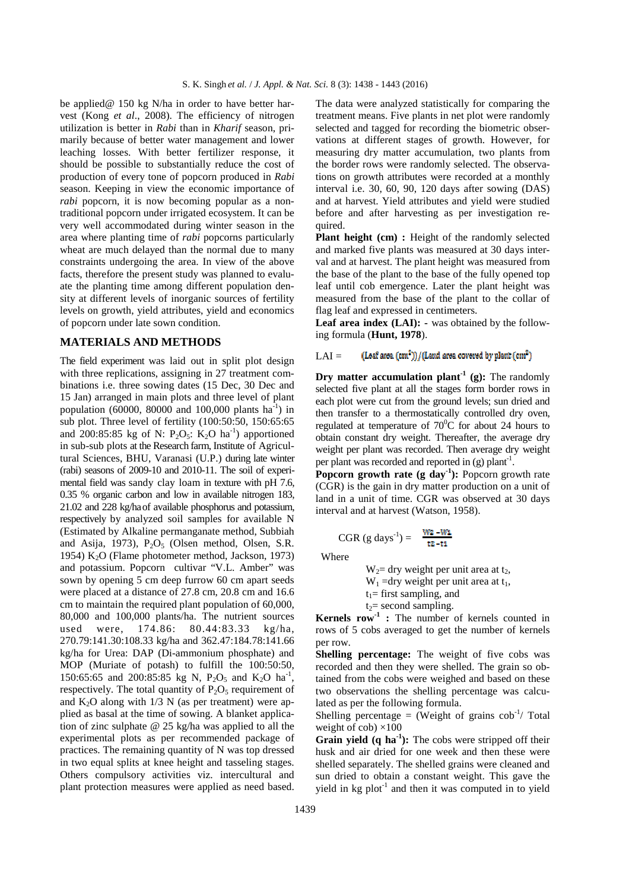be applied@ 150 kg N/ha in order to have better harvest (Kong *et al*., 2008). The efficiency of nitrogen utilization is better in *Rabi* than in *Kharif* season, primarily because of better water management and lower leaching losses. With better fertilizer response, it should be possible to substantially reduce the cost of production of every tone of popcorn produced in *Rabi* season. Keeping in view the economic importance of *rabi* popcorn, it is now becoming popular as a non-traditional popcorn under irrigated ecosystem. It can be very well accommodated during winter season in the area where planting time of *rabi* popcorns particularly wheat are much delayed than the normal due to many constraints undergoing the area. In view of the above facts, therefore the present study was planned to evaluate the planting time among different population density at different levels of inorganic sources of fertility levels on growth, yield attributes, yield and economics of popcorn under late sown condition.

## MATERIALS AND METHODS

The field experiment was laid out in split plot design with three replications, assigning in 27 treatment combinations i.e. three sowing dates (15 Dec, 30 Dec and 15 Jan) arranged in main plots and three level of plant population (60000, 80000 and 100,000 plants $ha^{-1}$) in sub plot. Three level of fertility (100:50:50, 150:65:65 and 200:85:85 kg of N: $P_2O_5$: $K_2O$ $ha^{-1}$) apportioned in sub-sub plots at the Research farm, Institute of Agricultural Sciences, BHU, Varanasi (U.P.) during late winter (rabi) seasons of 2009-10 and 2010-11. The soil of experimental field was sandy clay loam in texture with pH 7.6, 0.35 % organic carbon and low in available nitrogen 183, 21.02 and 228 kg/ha of available phosphorus and potassium, respectively by analyzed soil samples for available N (Estimated by Alkaline permanganate method, Subbiah and Asija, 1973), $P_2O_5$ (Olsen method, Olsen, S.R. 1954) $K_2O$ (Flame photometer method, Jackson, 1973) and potassium. Popcorn cultivar "V.L. Amber" was sown by opening 5 cm deep furrow 60 cm apart seeds were placed at a distance of 27.8 cm, 20.8 cm and 16.6 cm to maintain the required plant population of 60,000, 80,000 and 100,000 plants/ha. The nutrient sources used were, 174.86: 80.44:83.33 kg/ha, 270.79:141.30:108.33 kg/ha and 362.47:184.78:141.66 kg/ha for Urea: DAP (Di-ammonium phosphate) and MOP (Muriate of potash) to fulfill the 100:50:50, 150:65:65 and 200:85:85 kg N, $P_2O_5$ and $K_2O$ $ha^{-1}$, respectively. The total quantity of $P_2O_5$ requirement of and $K_2O$ along with 1/3 N (as per treatment) were applied as basal at the time of sowing. A blanket application of zinc sulphate @ 25 kg/ha was applied to all the experimental plots as per recommended package of practices. The remaining quantity of N was top dressed in two equal splits at knee height and tasseling stages. Others compulsory activities viz. intercultural and plant protection measures were applied as need based. The data were analyzed statistically for comparing the treatment means. Five plants in net plot were randomly selected and tagged for recording the biometric observations at different stages of growth. However, for measuring dry matter accumulation, two plants from the border rows were randomly selected. The observations on growth attributes were recorded at a monthly interval i.e. 30, 60, 90, 120 days after sowing (DAS) and at harvest. Yield attributes and yield were studied before and after harvesting as per investigation required.

**Plant height (cm) :** Height of the randomly selected and marked five plants was measured at 30 days interval and at harvest. The plant height was measured from the base of the plant to the base of the fully opened top leaf until cob emergence. Later the plant height was measured from the base of the plant to the collar of flag leaf and expressed in centimeters.

**Leaf area index (LAI): -** was obtained by the following formula (**Hunt, 1978**).

$$LAI = (\text{Leaf area } (cm^2)) / (\text{Land area covered by plant } (cm^2))$$

**Dry matter accumulation plant$^{-1}$ (g):** The randomly selected five plant at all the stages form border rows in each plot were cut from the ground levels; sun dried and then transfer to a thermostatically controlled dry oven, regulated at temperature of $70^0C$ for about 24 hours to obtain constant dry weight. Thereafter, the average dry weight per plant was recorded. Then average dry weight per plant was recorded and reported in (g) $plant^{-1}$.

**Popcorn growth rate (g $day^{-1}$):** Popcorn growth rate (CGR) is the gain in dry matter production on a unit of land in a unit of time. CGR was observed at 30 days interval and at harvest (Watson, 1958).

$$CGR\ (g\ days^{-1}) = \frac{W_2 - W_1}{t_2 - t_1}$$

Where

$W_2$= dry weight per unit area at $t_2$,
$W_1$ =dry weight per unit area at $t_1$,
$t_1$= first sampling, and
$t_2$= second sampling.

**Kernels row$^{-1}$ :** The number of kernels counted in rows of 5 cobs averaged to get the number of kernels per row.

**Shelling percentage:** The weight of five cobs was recorded and then they were shelled. The grain so obtained from the cobs were weighed and based on these two observations the shelling percentage was calculated as per the following formula.

Shelling percentage = (Weight of grains $cob^{-1}$/ Total weight of cob) ×100

**Grain yield (q $ha^{-1}$):** The cobs were stripped off their husk and air dried for one week and then these were shelled separately. The shelled grains were cleaned and sun dried to obtain a constant weight. This gave the yield in kg $plot^{-1}$ and then it was computed in to yield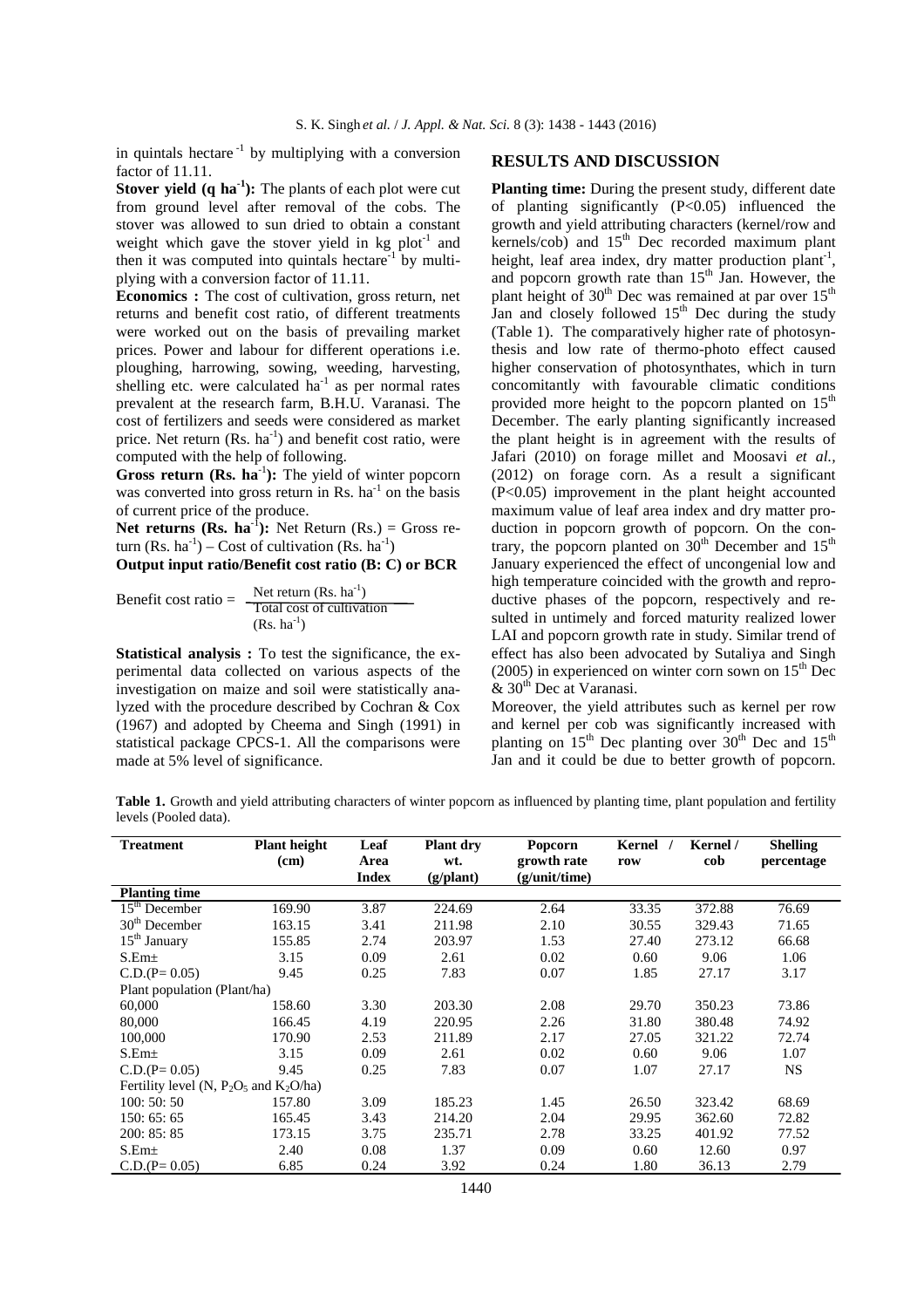in quintals hectare $^{-1}$ by multiplying with a conversion factor of 11.11.

**Stover yield (q ha$^{-1}$):** The plants of each plot were cut from ground level after removal of the cobs. The stover was allowed to sun dried to obtain a constant weight which gave the stover yield in kg plot$^{-1}$ and then it was computed into quintals hectare$^{-1}$ by multiplying with a conversion factor of 11.11.

**Economics :** The cost of cultivation, gross return, net returns and benefit cost ratio, of different treatments were worked out on the basis of prevailing market prices. Power and labour for different operations i.e. ploughing, harrowing, sowing, weeding, harvesting, shelling etc. were calculated ha$^{-1}$ as per normal rates prevalent at the research farm, B.H.U. Varanasi. The cost of fertilizers and seeds were considered as market price. Net return (Rs. ha$^{-1}$) and benefit cost ratio, were computed with the help of following.

**Gross return (Rs. ha$^{-1}$):** The yield of winter popcorn was converted into gross return in Rs. ha$^{-1}$ on the basis of current price of the produce.

**Net returns (Rs. ha$^{-1}$):** Net Return (Rs.) = Gross return (Rs. ha$^{-1}$) – Cost of cultivation (Rs. ha$^{-1}$)

**Output input ratio/Benefit cost ratio (B: C) or BCR**

$$\text{Benefit cost ratio} = \frac{\text{Net return (Rs. ha}^{-1})}{\text{Total cost of cultivation (Rs. ha}^{-1})}$$

**Statistical analysis :** To test the significance, the experimental data collected on various aspects of the investigation on maize and soil were statistically analyzed with the procedure described by Cochran & Cox (1967) and adopted by Cheema and Singh (1991) in statistical package CPCS-1. All the comparisons were made at 5% level of significance.

## RESULTS AND DISCUSSION

**Planting time:** During the present study, different date of planting significantly ($P<0.05$) influenced the growth and yield attributing characters (kernel/row and kernels/cob) and 15$^{th}$ Dec recorded maximum plant height, leaf area index, dry matter production plant$^{-1}$, and popcorn growth rate than 15$^{th}$ Jan. However, the plant height of 30$^{th}$ Dec was remained at par over 15$^{th}$ Jan and closely followed 15$^{th}$ Dec during the study (Table 1). The comparatively higher rate of photosynthesis and low rate of thermo-photo effect caused higher conservation of photosynthates, which in turn concomitantly with favourable climatic conditions provided more height to the popcorn planted on 15$^{th}$ December. The early planting significantly increased the plant height is in agreement with the results of Jafari (2010) on forage millet and Moosavi *et al.*, (2012) on forage corn. As a result a significant ($P<0.05$) improvement in the plant height accounted maximum value of leaf area index and dry matter production in popcorn growth of popcorn. On the contrary, the popcorn planted on 30$^{th}$ December and 15$^{th}$ January experienced the effect of uncongenial low and high temperature coincided with the growth and reproductive phases of the popcorn, respectively and resulted in untimely and forced maturity realized lower LAI and popcorn growth rate in study. Similar trend of effect has also been advocated by Sutaliya and Singh (2005) in experienced on winter corn sown on 15$^{th}$ Dec & 30$^{th}$ Dec at Varanasi.

Moreover, the yield attributes such as kernel per row and kernel per cob was significantly increased with planting on 15$^{th}$ Dec planting over 30$^{th}$ Dec and 15$^{th}$ Jan and it could be due to better growth of popcorn.

**Table 1.** Growth and yield attributing characters of winter popcorn as influenced by planting time, plant population and fertility levels (Pooled data).

| Treatment | Plant height (cm) | Leaf Area Index | Plant dry wt. (g/plant) | Popcorn growth rate (g/unit/time) | Kernel / row | Kernel / cob | Shelling percentage |
|---|---|---|---|---|---|---|---|
| **Planting time** | | | | | | | |
| 15$^{th}$ December | 169.90 | 3.87 | 224.69 | 2.64 | 33.35 | 372.88 | 76.69 |
| 30$^{th}$ December | 163.15 | 3.41 | 211.98 | 2.10 | 30.55 | 329.43 | 71.65 |
| 15$^{th}$ January | 155.85 | 2.74 | 203.97 | 1.53 | 27.40 | 273.12 | 66.68 |
| S.Em± | 3.15 | 0.09 | 2.61 | 0.02 | 0.60 | 9.06 | 1.06 |
| C.D.(P= 0.05) | 9.45 | 0.25 | 7.83 | 0.07 | 1.85 | 27.17 | 3.17 |
| Plant population (Plant/ha) | | | | | | | |
| 60,000 | 158.60 | 3.30 | 203.30 | 2.08 | 29.70 | 350.23 | 73.86 |
| 80,000 | 166.45 | 4.19 | 220.95 | 2.26 | 31.80 | 380.48 | 74.92 |
| 100,000 | 170.90 | 2.53 | 211.89 | 2.17 | 27.05 | 321.22 | 72.74 |
| S.Em± | 3.15 | 0.09 | 2.61 | 0.02 | 0.60 | 9.06 | 1.07 |
| C.D.(P= 0.05) | 9.45 | 0.25 | 7.83 | 0.07 | 1.07 | 27.17 | NS |
| Fertility level (N, $P_2O_5$ and $K_2O$/ha) | | | | | | | |
| 100: 50: 50 | 157.80 | 3.09 | 185.23 | 1.45 | 26.50 | 323.42 | 68.69 |
| 150: 65: 65 | 165.45 | 3.43 | 214.20 | 2.04 | 29.95 | 362.60 | 72.82 |
| 200: 85: 85 | 173.15 | 3.75 | 235.71 | 2.78 | 33.25 | 401.92 | 77.52 |
| S.Em± | 2.40 | 0.08 | 1.37 | 0.09 | 0.60 | 12.60 | 0.97 |
| C.D.(P= 0.05) | 6.85 | 0.24 | 3.92 | 0.24 | 1.80 | 36.13 | 2.79 |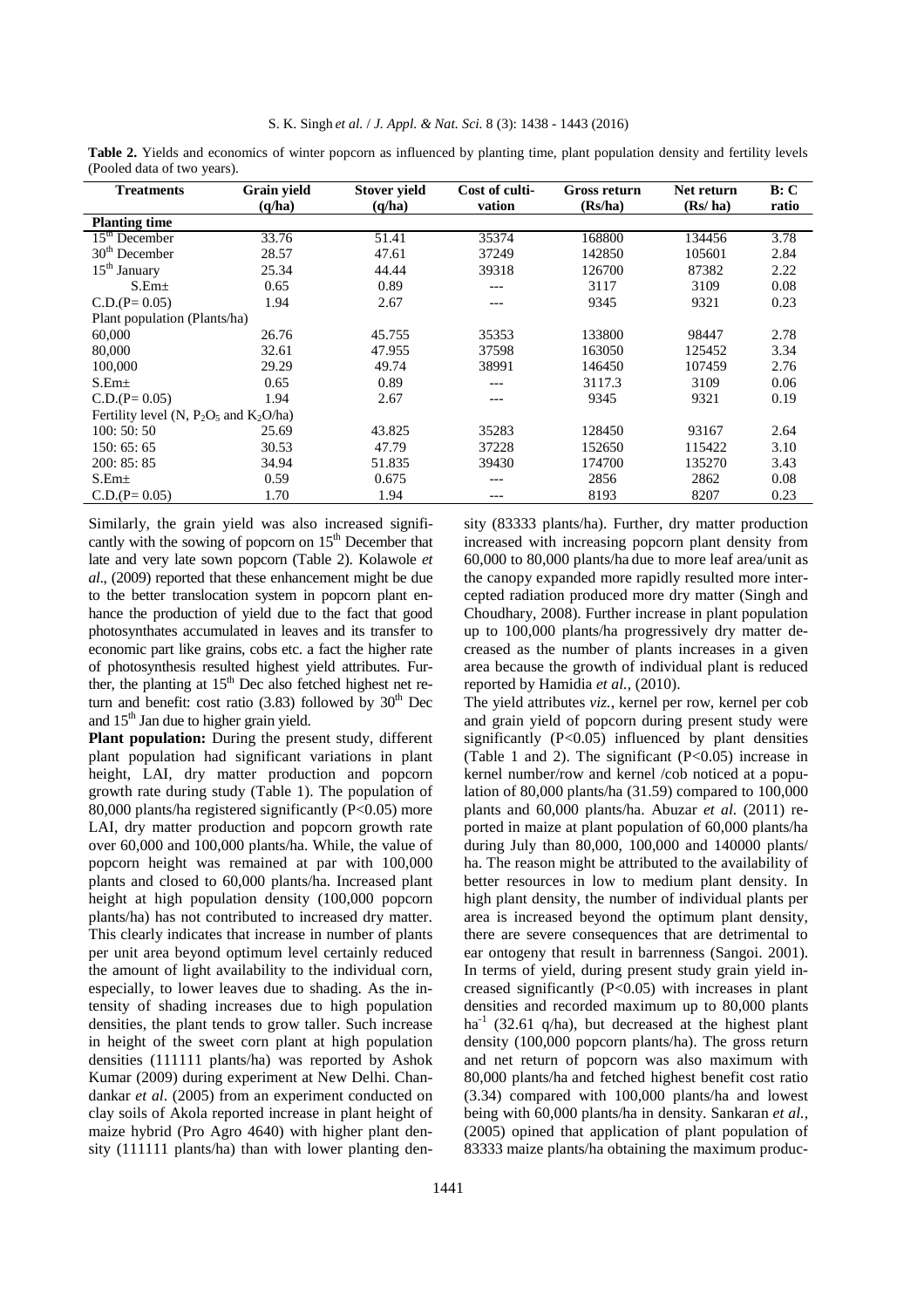**Table 2.** Yields and economics of winter popcorn as influenced by planting time, plant population density and fertility levels (Pooled data of two years).

| Treatments | Grain yield (q/ha) | Stover yield (q/ha) | Cost of cultivation | Gross return (Rs/ha) | Net return (Rs/ ha) | B: C ratio |
|---|---|---|---|---|---|---|
| **Planting time** | | | | | | |
| 15[th] December | 33.76 | 51.41 | 35374 | 168800 | 134456 | 3.78 |
| 30[th] December | 28.57 | 47.61 | 37249 | 142850 | 105601 | 2.84 |
| 15[th] January | 25.34 | 44.44 | 39318 | 126700 | 87382 | 2.22 |
| S.Em± | 0.65 | 0.89 | --- | 3117 | 3109 | 0.08 |
| C.D.(P= 0.05) | 1.94 | 2.67 | --- | 9345 | 9321 | 0.23 |
| Plant population (Plants/ha) | | | | | | |
| 60,000 | 26.76 | 45.755 | 35353 | 133800 | 98447 | 2.78 |
| 80,000 | 32.61 | 47.955 | 37598 | 163050 | 125452 | 3.34 |
| 100,000 | 29.29 | 49.74 | 38991 | 146450 | 107459 | 2.76 |
| S.Em± | 0.65 | 0.89 | --- | 3117.3 | 3109 | 0.06 |
| C.D.(P= 0.05) | 1.94 | 2.67 | --- | 9345 | 9321 | 0.19 |
| Fertility level (N, $P_2O_5$ and $K_2O$/ha) | | | | | | |
| 100: 50: 50 | 25.69 | 43.825 | 35283 | 128450 | 93167 | 2.64 |
| 150: 65: 65 | 30.53 | 47.79 | 37228 | 152650 | 115422 | 3.10 |
| 200: 85: 85 | 34.94 | 51.835 | 39430 | 174700 | 135270 | 3.43 |
| S.Em± | 0.59 | 0.675 | --- | 2856 | 2862 | 0.08 |
| C.D.(P= 0.05) | 1.70 | 1.94 | --- | 8193 | 8207 | 0.23 |

Similarly, the grain yield was also increased significantly with the sowing of popcorn on 15[th] December that late and very late sown popcorn (Table 2). Kolawole *et al*., (2009) reported that these enhancement might be due to the better translocation system in popcorn plant enhance the production of yield due to the fact that good photosynthates accumulated in leaves and its transfer to economic part like grains, cobs etc. a fact the higher rate of photosynthesis resulted highest yield attributes. Further, the planting at 15[th] Dec also fetched highest net return and benefit: cost ratio (3.83) followed by 30[th] Dec and 15[th] Jan due to higher grain yield.

**Plant population:** During the present study, different plant population had significant variations in plant height, LAI, dry matter production and popcorn growth rate during study (Table 1). The population of 80,000 plants/ha registered significantly ($P<0.05$) more LAI, dry matter production and popcorn growth rate over 60,000 and 100,000 plants/ha. While, the value of popcorn height was remained at par with 100,000 plants and closed to 60,000 plants/ha. Increased plant height at high population density (100,000 popcorn plants/ha) has not contributed to increased dry matter. This clearly indicates that increase in number of plants per unit area beyond optimum level certainly reduced the amount of light availability to the individual corn, especially, to lower leaves due to shading. As the intensity of shading increases due to high population densities, the plant tends to grow taller. Such increase in height of the sweet corn plant at high population densities (111111 plants/ha) was reported by Ashok Kumar (2009) during experiment at New Delhi. Chandankar *et al*. (2005) from an experiment conducted on clay soils of Akola reported increase in plant height of maize hybrid (Pro Agro 4640) with higher plant density (111111 plants/ha) than with lower planting density (83333 plants/ha). Further, dry matter production increased with increasing popcorn plant density from 60,000 to 80,000 plants/ha due to more leaf area/unit as the canopy expanded more rapidly resulted more intercepted radiation produced more dry matter (Singh and Choudhary, 2008). Further increase in plant population up to 100,000 plants/ha progressively dry matter decreased as the number of plants increases in a given area because the growth of individual plant is reduced reported by Hamidia *et al.,* (2010).

The yield attributes *viz.,* kernel per row, kernel per cob and grain yield of popcorn during present study were significantly ($P<0.05$) influenced by plant densities (Table 1 and 2). The significant ($P<0.05$) increase in kernel number/row and kernel /cob noticed at a population of 80,000 plants/ha (31.59) compared to 100,000 plants and 60,000 plants/ha. Abuzar *et al.* (2011) reported in maize at plant population of 60,000 plants/ha during July than 80,000, 100,000 and 140000 plants/ha. The reason might be attributed to the availability of better resources in low to medium plant density. In high plant density, the number of individual plants per area is increased beyond the optimum plant density, there are severe consequences that are detrimental to ear ontogeny that result in barrenness (Sangoi. 2001). In terms of yield, during present study grain yield increased significantly ($P<0.05$) with increases in plant densities and recorded maximum up to 80,000 plants $ha^{-1}$ (32.61 q/ha), but decreased at the highest plant density (100,000 popcorn plants/ha). The gross return and net return of popcorn was also maximum with 80,000 plants/ha and fetched highest benefit cost ratio (3.34) compared with 100,000 plants/ha and lowest being with 60,000 plants/ha in density. Sankaran *et al.,* (2005) opined that application of plant population of 83333 maize plants/ha obtaining the maximum produc-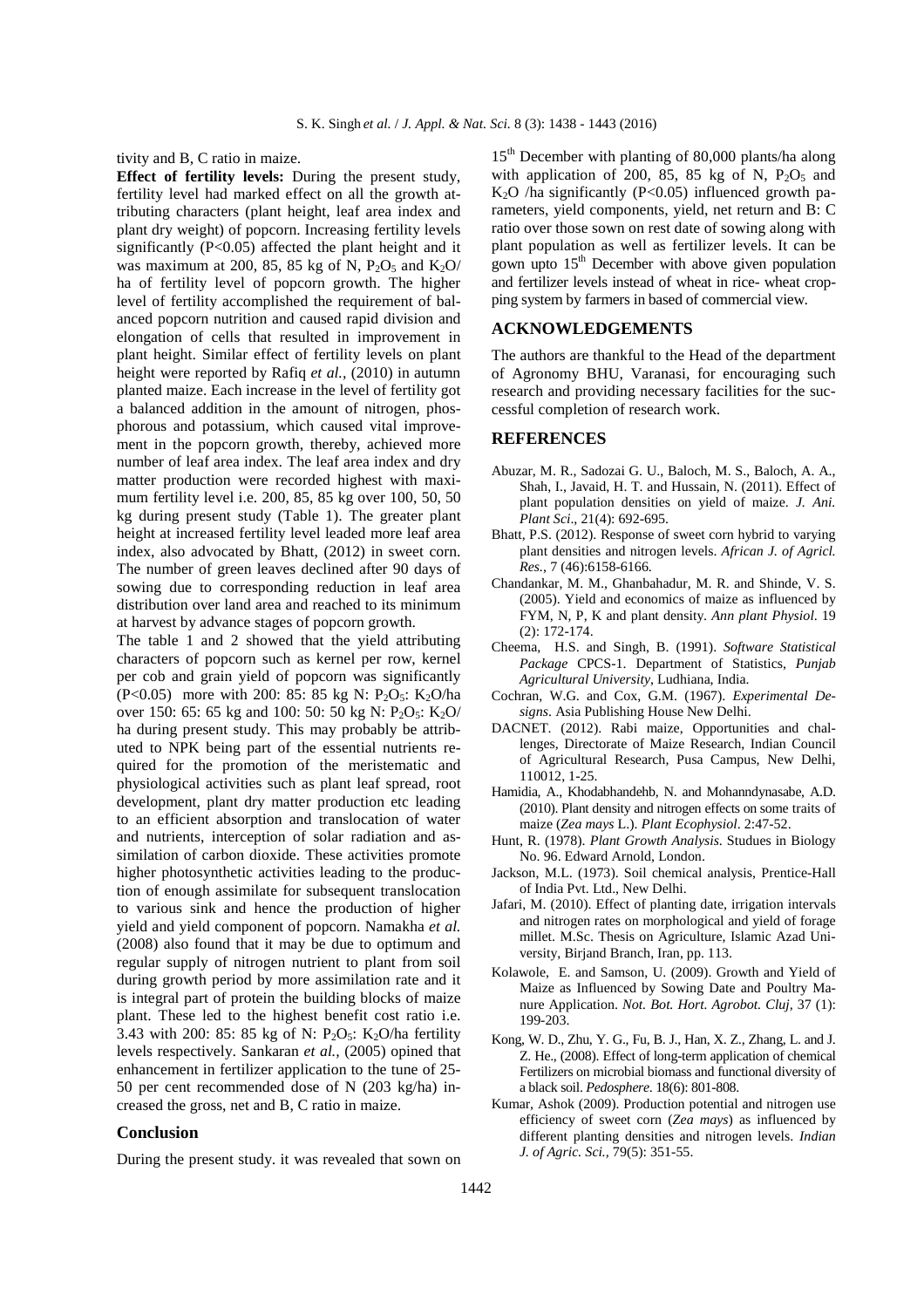tivity and B, C ratio in maize.

**Effect of fertility levels:** During the present study, fertility level had marked effect on all the growth attributing characters (plant height, leaf area index and plant dry weight) of popcorn. Increasing fertility levels significantly ($P<0.05$) affected the plant height and it was maximum at 200, 85, 85 kg of N, $P_2O_5$ and $K_2O$/ ha of fertility level of popcorn growth. The higher level of fertility accomplished the requirement of balanced popcorn nutrition and caused rapid division and elongation of cells that resulted in improvement in plant height. Similar effect of fertility levels on plant height were reported by Rafiq *et al.,* (2010) in autumn planted maize. Each increase in the level of fertility got a balanced addition in the amount of nitrogen, phosphorous and potassium, which caused vital improvement in the popcorn growth, thereby, achieved more number of leaf area index. The leaf area index and dry matter production were recorded highest with maximum fertility level i.e. 200, 85, 85 kg over 100, 50, 50 kg during present study (Table 1). The greater plant height at increased fertility level leaded more leaf area index, also advocated by Bhatt, (2012) in sweet corn. The number of green leaves declined after 90 days of sowing due to corresponding reduction in leaf area distribution over land area and reached to its minimum at harvest by advance stages of popcorn growth.

The table 1 and 2 showed that the yield attributing characters of popcorn such as kernel per row, kernel per cob and grain yield of popcorn was significantly ($P<0.05$) more with 200: 85: 85 kg N: $P_2O_5$: $K_2O$/ha over 150: 65: 65 kg and 100: 50: 50 kg N: $P_2O_5$: $K_2O$/ ha during present study. This may probably be attributed to NPK being part of the essential nutrients required for the promotion of the meristematic and physiological activities such as plant leaf spread, root development, plant dry matter production etc leading to an efficient absorption and translocation of water and nutrients, interception of solar radiation and assimilation of carbon dioxide. These activities promote higher photosynthetic activities leading to the production of enough assimilate for subsequent translocation to various sink and hence the production of higher yield and yield component of popcorn. Namakha *et al.* (2008) also found that it may be due to optimum and regular supply of nitrogen nutrient to plant from soil during growth period by more assimilation rate and it is integral part of protein the building blocks of maize plant. These led to the highest benefit cost ratio i.e. 3.43 with 200: 85: 85 kg of N: $P_2O_5$: $K_2O$/ha fertility levels respectively. Sankaran *et al.,* (2005) opined that enhancement in fertilizer application to the tune of 25-50 per cent recommended dose of N (203 kg/ha) increased the gross, net and B, C ratio in maize.

## Conclusion

During the present study. it was revealed that sown on 15th December with planting of 80,000 plants/ha along with application of 200, 85, 85 kg of N, $P_2O_5$ and $K_2O$ /ha significantly ($P<0.05$) influenced growth parameters, yield components, yield, net return and B: C ratio over those sown on rest date of sowing along with plant population as well as fertilizer levels. It can be gown upto 15th December with above given population and fertilizer levels instead of wheat in rice- wheat cropping system by farmers in based of commercial view.

## ACKNOWLEDGEMENTS

The authors are thankful to the Head of the department of Agronomy BHU, Varanasi, for encouraging such research and providing necessary facilities for the successful completion of research work.

## REFERENCES

Abuzar, M. R., Sadozai G. U., Baloch, M. S., Baloch, A. A., Shah, I., Javaid, H. T. and Hussain, N. (2011). Effect of plant population densities on yield of maize. *J. Ani. Plant Sci*., 21(4): 692-695.

Bhatt, P.S. (2012). Response of sweet corn hybrid to varying plant densities and nitrogen levels. *African J. of Agricl. Res.*, 7 (46):6158-6166.

Chandankar, M. M., Ghanbahadur, M. R. and Shinde, V. S. (2005). Yield and economics of maize as influenced by FYM, N, P, K and plant density. *Ann plant Physiol*. 19 (2): 172-174.

Cheema, H.S. and Singh, B. (1991). *Software Statistical Package* CPCS-1. Department of Statistics, *Punjab Agricultural University*, Ludhiana, India.

Cochran, W.G. and Cox, G.M. (1967). *Experimental Designs*. Asia Publishing House New Delhi.

DACNET. (2012). Rabi maize, Opportunities and challenges, Directorate of Maize Research, Indian Council of Agricultural Research, Pusa Campus, New Delhi, 110012, 1-25.

Hamidia, A., Khodabhandehb, N. and Mohanndynasabe, A.D. (2010). Plant density and nitrogen effects on some traits of maize (*Zea mays* L.). *Plant Ecophysiol*. 2:47-52.

Hunt, R. (1978). *Plant Growth Analysis*. Studues in Biology No. 96. Edward Arnold, London.

Jackson, M.L. (1973). Soil chemical analysis, Prentice-Hall of India Pvt. Ltd., New Delhi.

Jafari, M. (2010). Effect of planting date, irrigation intervals and nitrogen rates on morphological and yield of forage millet. M.Sc. Thesis on Agriculture, Islamic Azad University, Birjand Branch, Iran, pp. 113.

Kolawole, E. and Samson, U. (2009). Growth and Yield of Maize as Influenced by Sowing Date and Poultry Manure Application. *Not. Bot. Hort. Agrobot. Cluj*, 37 (1): 199-203.

Kong, W. D., Zhu, Y. G., Fu, B. J., Han, X. Z., Zhang, L. and J. Z. He., (2008). Effect of long-term application of chemical Fertilizers on microbial biomass and functional diversity of a black soil. *Pedosphere*. 18(6): 801-808.

Kumar, Ashok (2009). Production potential and nitrogen use efficiency of sweet corn (*Zea mays*) as influenced by different planting densities and nitrogen levels. *Indian J. of Agric. Sci.*, 79(5): 351-55.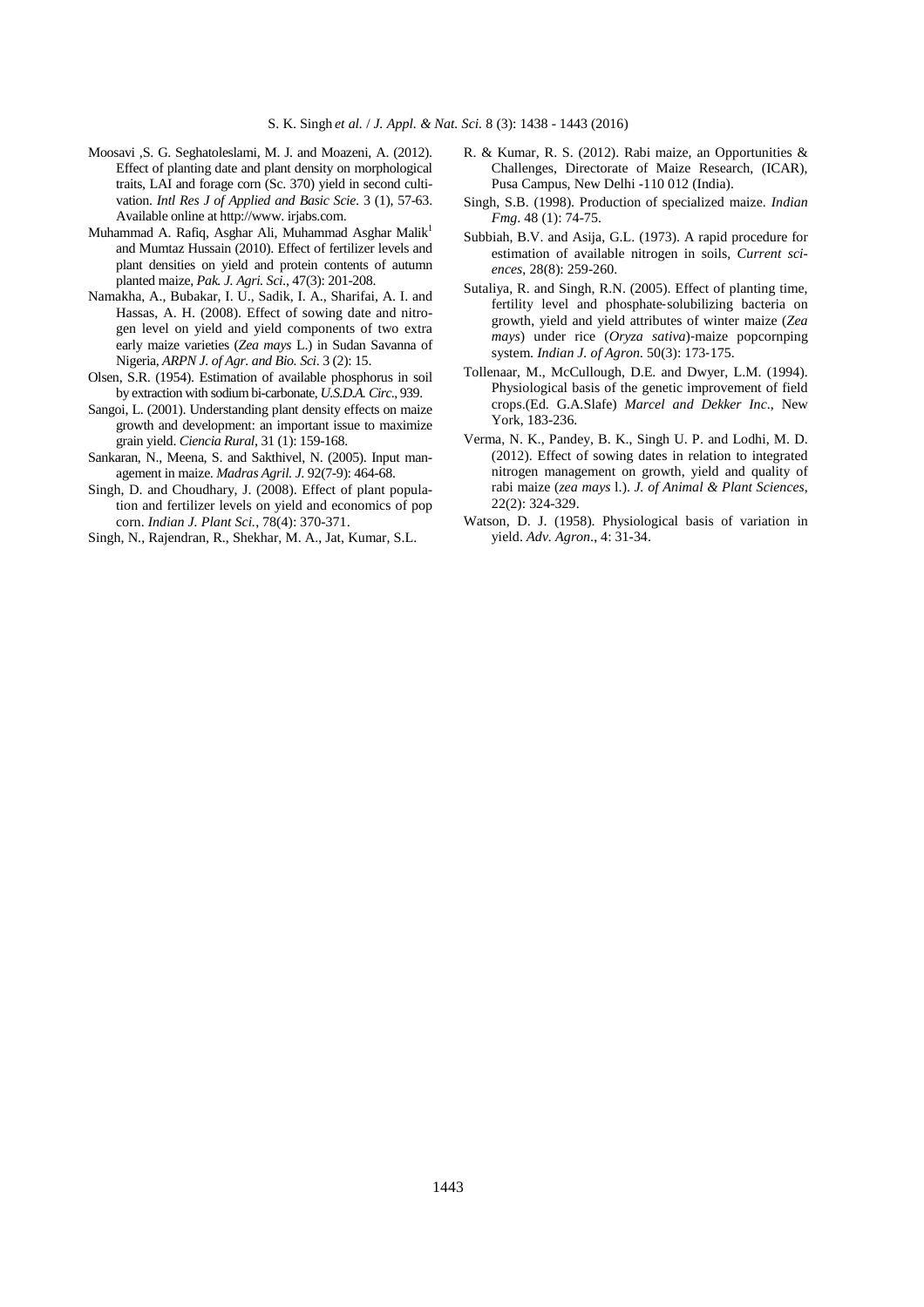Moosavi ,S. G. Seghatoleslami, M. J. and Moazeni, A. (2012). Effect of planting date and plant density on morphological traits, LAI and forage corn (Sc. 370) yield in second cultivation. *Intl Res J of Applied and Basic Scie*. 3 (1), 57-63. Available online at http://www. irjabs.com.

Muhammad A. Rafiq, Asghar Ali, Muhammad Asghar Malik[1] and Mumtaz Hussain (2010). Effect of fertilizer levels and plant densities on yield and protein contents of autumn planted maize, *Pak. J. Agri. Sci.*, 47(3): 201-208.

Namakha, A., Bubakar, I. U., Sadik, I. A., Sharifai, A. I. and Hassas, A. H. (2008). Effect of sowing date and nitrogen level on yield and yield components of two extra early maize varieties (*Zea mays* L.) in Sudan Savanna of Nigeria, *ARPN J. of Agr. and Bio. Sci*. 3 (2): 15.

Olsen, S.R. (1954). Estimation of available phosphorus in soil by extraction with sodium bi-carbonate, *U.S.D.A. Circ*., 939.

Sangoi, L. (2001). Understanding plant density effects on maize growth and development: an important issue to maximize grain yield. *Ciencia Rural*, 31 (1): 159-168.

Sankaran, N., Meena, S. and Sakthivel, N. (2005). Input management in maize. *Madras Agril. J.* 92(7-9): 464-68.

Singh, D. and Choudhary, J. (2008). Effect of plant population and fertilizer levels on yield and economics of pop corn. *Indian J. Plant Sci.*, 78(4): 370-371.

Singh, N., Rajendran, R., Shekhar, M. A., Jat, Kumar, S.L. R. & Kumar, R. S. (2012). Rabi maize, an Opportunities & Challenges, Directorate of Maize Research, (ICAR), Pusa Campus, New Delhi -110 012 (India).

Singh, S.B. (1998). Production of specialized maize. *Indian Fmg*. 48 (1): 74-75.

Subbiah, B.V. and Asija, G.L. (1973). A rapid procedure for estimation of available nitrogen in soils, *Current sciences*, 28(8): 259-260.

Sutaliya, R. and Singh, R.N. (2005). Effect of planting time, fertility level and phosphate-solubilizing bacteria on growth, yield and yield attributes of winter maize (*Zea mays*) under rice (*Oryza sativa*)-maize popcornping system. *Indian J. of Agron*. 50(3): 173-175.

Tollenaar, M., McCullough, D.E. and Dwyer, L.M. (1994). Physiological basis of the genetic improvement of field crops.(Ed. G.A.Slafe) *Marcel and Dekker Inc*., New York, 183-236.

Verma, N. K., Pandey, B. K., Singh U. P. and Lodhi, M. D. (2012). Effect of sowing dates in relation to integrated nitrogen management on growth, yield and quality of rabi maize (*zea mays* l.). *J. of Animal & Plant Sciences*, 22(2): 324-329.

Watson, D. J. (1958). Physiological basis of variation in yield. *Adv. Agron.*, 4: 31-34.